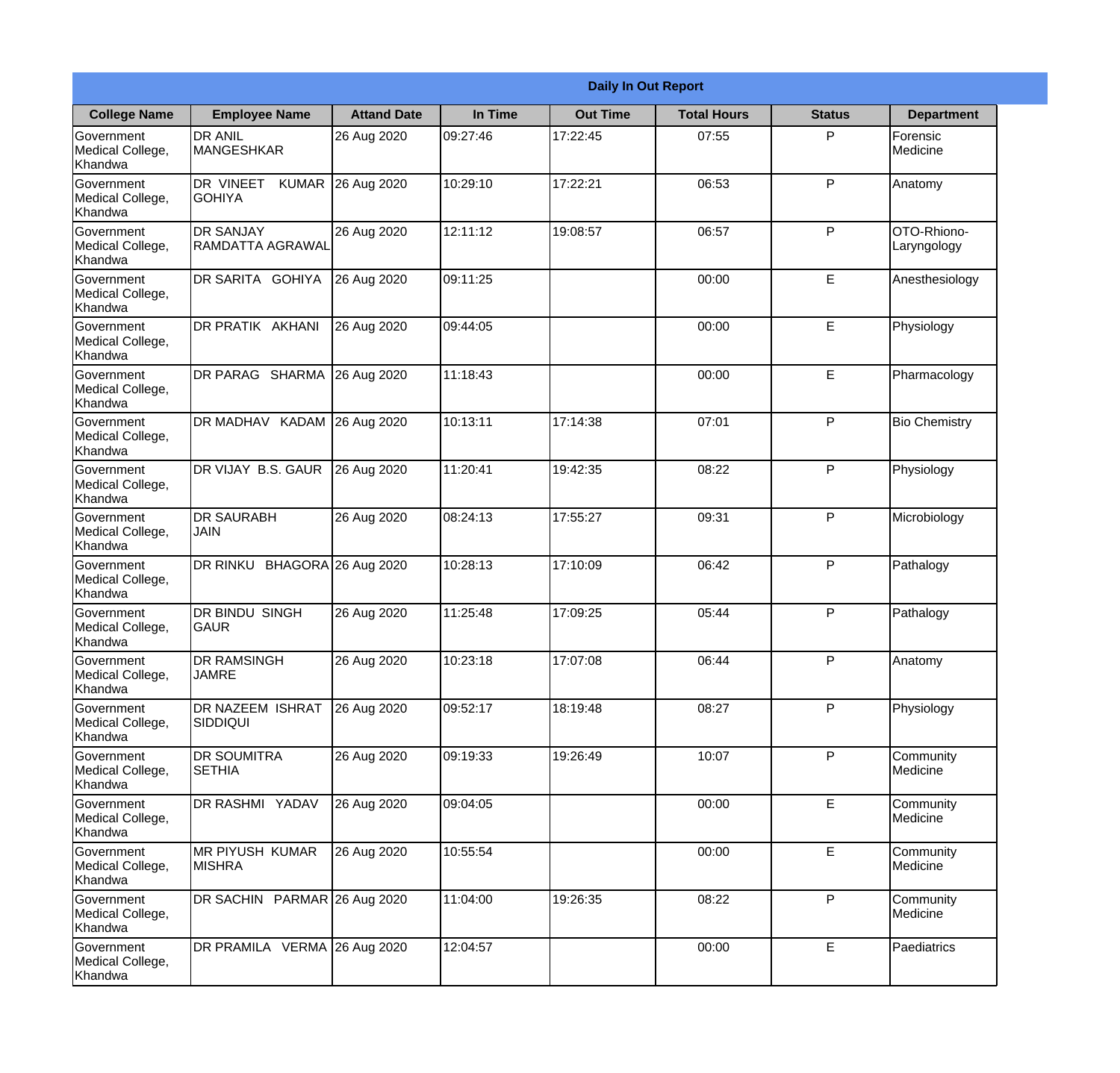| Daily In Out Report | | | | | | | |
|---|---|---|---|---|---|---|---|
| College Name | Employee Name | Attand Date | In Time | Out Time | Total Hours | Status | Department |
| Government Medical College, Khandwa | DR ANIL MANGESHKAR | 26 Aug 2020 | 09:27:46 | 17:22:45 | 07:55 | P | Forensic Medicine |
| Government Medical College, Khandwa | DR VINEET KUMAR GOHIYA | 26 Aug 2020 | 10:29:10 | 17:22:21 | 06:53 | P | Anatomy |
| Government Medical College, Khandwa | DR SANJAY RAMDATTA AGRAWAL | 26 Aug 2020 | 12:11:12 | 19:08:57 | 06:57 | P | OTO-Rhiono-Laryngology |
| Government Medical College, Khandwa | DR SARITA GOHIYA | 26 Aug 2020 | 09:11:25 | | 00:00 | E | Anesthesiology |
| Government Medical College, Khandwa | DR PRATIK AKHANI | 26 Aug 2020 | 09:44:05 | | 00:00 | E | Physiology |
| Government Medical College, Khandwa | DR PARAG SHARMA | 26 Aug 2020 | 11:18:43 | | 00:00 | E | Pharmacology |
| Government Medical College, Khandwa | DR MADHAV KADAM | 26 Aug 2020 | 10:13:11 | 17:14:38 | 07:01 | P | Bio Chemistry |
| Government Medical College, Khandwa | DR VIJAY B.S. GAUR | 26 Aug 2020 | 11:20:41 | 19:42:35 | 08:22 | P | Physiology |
| Government Medical College, Khandwa | DR SAURABH JAIN | 26 Aug 2020 | 08:24:13 | 17:55:27 | 09:31 | P | Microbiology |
| Government Medical College, Khandwa | DR RINKU BHAGORA | 26 Aug 2020 | 10:28:13 | 17:10:09 | 06:42 | P | Pathalogy |
| Government Medical College, Khandwa | DR BINDU SINGH GAUR | 26 Aug 2020 | 11:25:48 | 17:09:25 | 05:44 | P | Pathalogy |
| Government Medical College, Khandwa | DR RAMSINGH JAMRE | 26 Aug 2020 | 10:23:18 | 17:07:08 | 06:44 | P | Anatomy |
| Government Medical College, Khandwa | DR NAZEEM ISHRAT SIDDIQUI | 26 Aug 2020 | 09:52:17 | 18:19:48 | 08:27 | P | Physiology |
| Government Medical College, Khandwa | DR SOUMITRA SETHIA | 26 Aug 2020 | 09:19:33 | 19:26:49 | 10:07 | P | Community Medicine |
| Government Medical College, Khandwa | DR RASHMI YADAV | 26 Aug 2020 | 09:04:05 | | 00:00 | E | Community Medicine |
| Government Medical College, Khandwa | MR PIYUSH KUMAR MISHRA | 26 Aug 2020 | 10:55:54 | | 00:00 | E | Community Medicine |
| Government Medical College, Khandwa | DR SACHIN PARMAR | 26 Aug 2020 | 11:04:00 | 19:26:35 | 08:22 | P | Community Medicine |
| Government Medical College, Khandwa | DR PRAMILA VERMA | 26 Aug 2020 | 12:04:57 | | 00:00 | E | Paediatrics |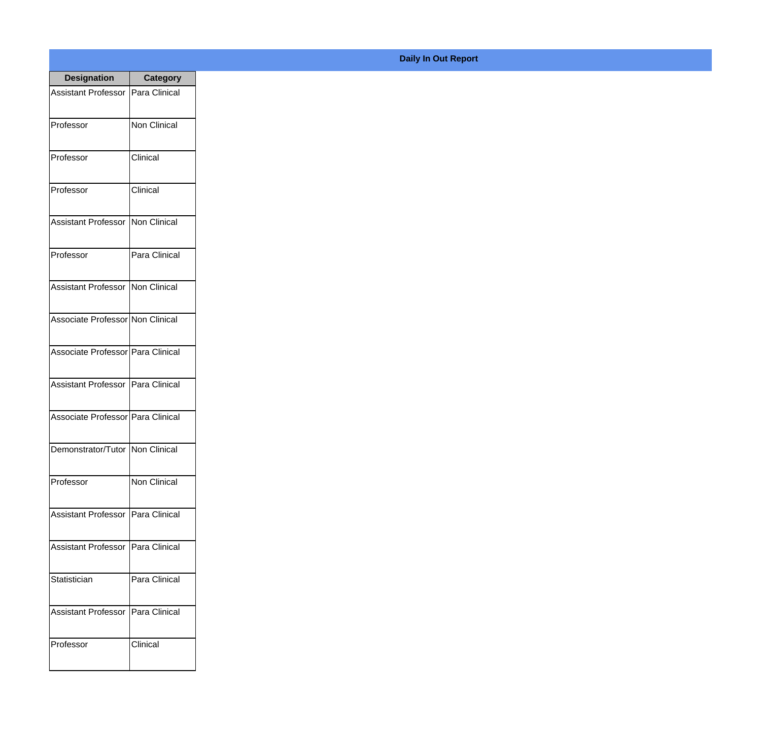**Daily In Out Report**

| Designation | Category |
|---|---|
| Assistant Professor | Para Clinical |
| Professor | Non Clinical |
| Professor | Clinical |
| Professor | Clinical |
| Assistant Professor | Non Clinical |
| Professor | Para Clinical |
| Assistant Professor | Non Clinical |
| Associate Professor | Non Clinical |
| Associate Professor | Para Clinical |
| Assistant Professor | Para Clinical |
| Associate Professor | Para Clinical |
| Demonstrator/Tutor | Non Clinical |
| Professor | Non Clinical |
| Assistant Professor | Para Clinical |
| Assistant Professor | Para Clinical |
| Statistician | Para Clinical |
| Assistant Professor | Para Clinical |
| Professor | Clinical |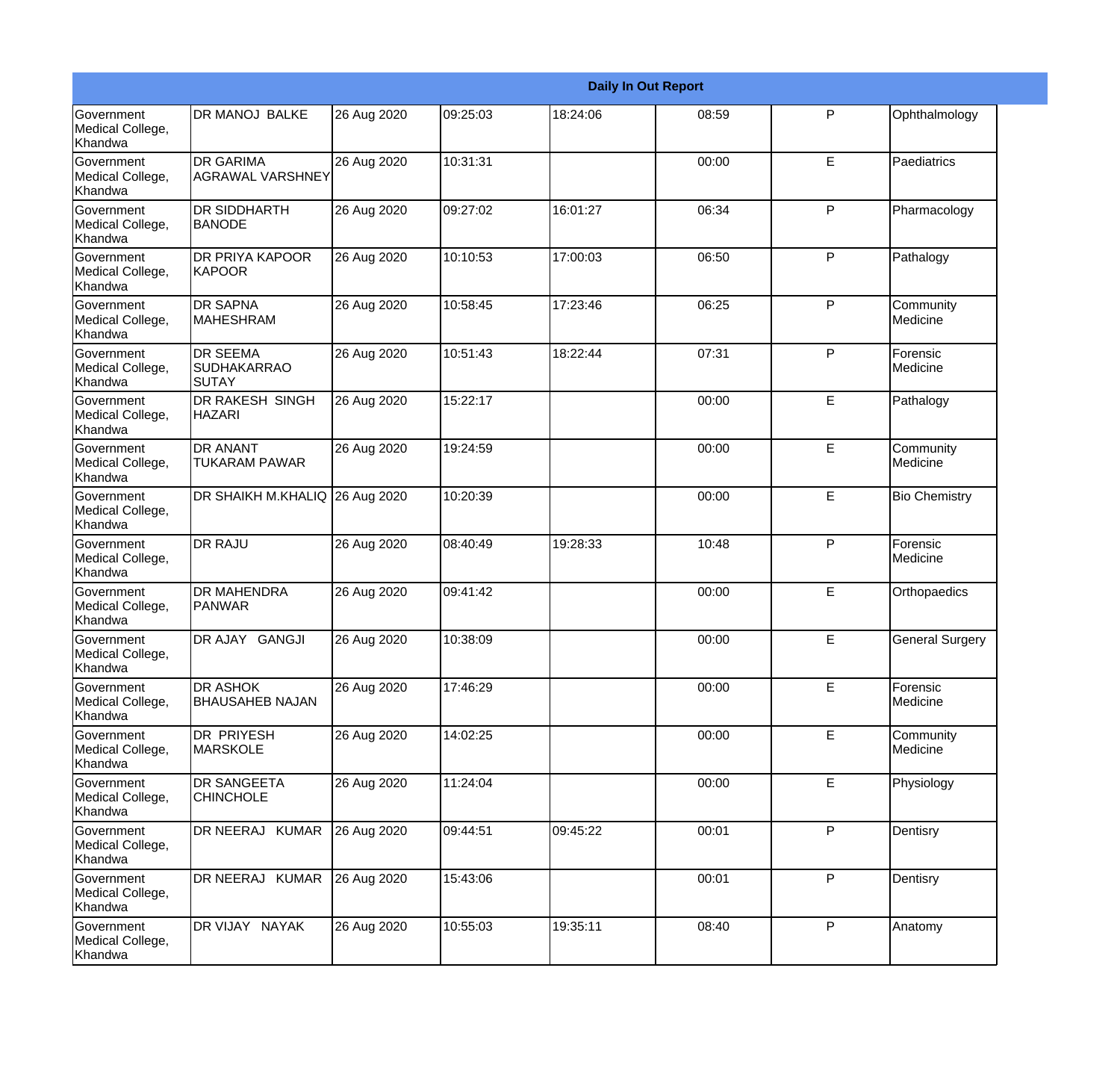| Daily In Out Report | | | | | | | |
|---|---|---|---|---|---|---|---|
| Government Medical College, Khandwa | DR MANOJ BALKE | 26 Aug 2020 | 09:25:03 | 18:24:06 | 08:59 | P | Ophthalmology |
| Government Medical College, Khandwa | DR GARIMA AGRAWAL VARSHNEY | 26 Aug 2020 | 10:31:31 | | 00:00 | E | Paediatrics |
| Government Medical College, Khandwa | DR SIDDHARTH BANODE | 26 Aug 2020 | 09:27:02 | 16:01:27 | 06:34 | P | Pharmacology |
| Government Medical College, Khandwa | DR PRIYA KAPOOR KAPOOR | 26 Aug 2020 | 10:10:53 | 17:00:03 | 06:50 | P | Pathalogy |
| Government Medical College, Khandwa | DR SAPNA MAHESHRAM | 26 Aug 2020 | 10:58:45 | 17:23:46 | 06:25 | P | Community Medicine |
| Government Medical College, Khandwa | DR SEEMA SUDHAKARRAO SUTAY | 26 Aug 2020 | 10:51:43 | 18:22:44 | 07:31 | P | Forensic Medicine |
| Government Medical College, Khandwa | DR RAKESH SINGH HAZARI | 26 Aug 2020 | 15:22:17 | | 00:00 | E | Pathalogy |
| Government Medical College, Khandwa | DR ANANT TUKARAM PAWAR | 26 Aug 2020 | 19:24:59 | | 00:00 | E | Community Medicine |
| Government Medical College, Khandwa | DR SHAIKH M.KHALIQ | 26 Aug 2020 | 10:20:39 | | 00:00 | E | Bio Chemistry |
| Government Medical College, Khandwa | DR RAJU | 26 Aug 2020 | 08:40:49 | 19:28:33 | 10:48 | P | Forensic Medicine |
| Government Medical College, Khandwa | DR MAHENDRA PANWAR | 26 Aug 2020 | 09:41:42 | | 00:00 | E | Orthopaedics |
| Government Medical College, Khandwa | DR AJAY GANGJI | 26 Aug 2020 | 10:38:09 | | 00:00 | E | General Surgery |
| Government Medical College, Khandwa | DR ASHOK BHAUSAHEB NAJAN | 26 Aug 2020 | 17:46:29 | | 00:00 | E | Forensic Medicine |
| Government Medical College, Khandwa | DR PRIYESH MARSKOLE | 26 Aug 2020 | 14:02:25 | | 00:00 | E | Community Medicine |
| Government Medical College, Khandwa | DR SANGEETA CHINCHOLE | 26 Aug 2020 | 11:24:04 | | 00:00 | E | Physiology |
| Government Medical College, Khandwa | DR NEERAJ KUMAR | 26 Aug 2020 | 09:44:51 | 09:45:22 | 00:01 | P | Dentisry |
| Government Medical College, Khandwa | DR NEERAJ KUMAR | 26 Aug 2020 | 15:43:06 | | 00:01 | P | Dentisry |
| Government Medical College, Khandwa | DR VIJAY NAYAK | 26 Aug 2020 | 10:55:03 | 19:35:11 | 08:40 | P | Anatomy |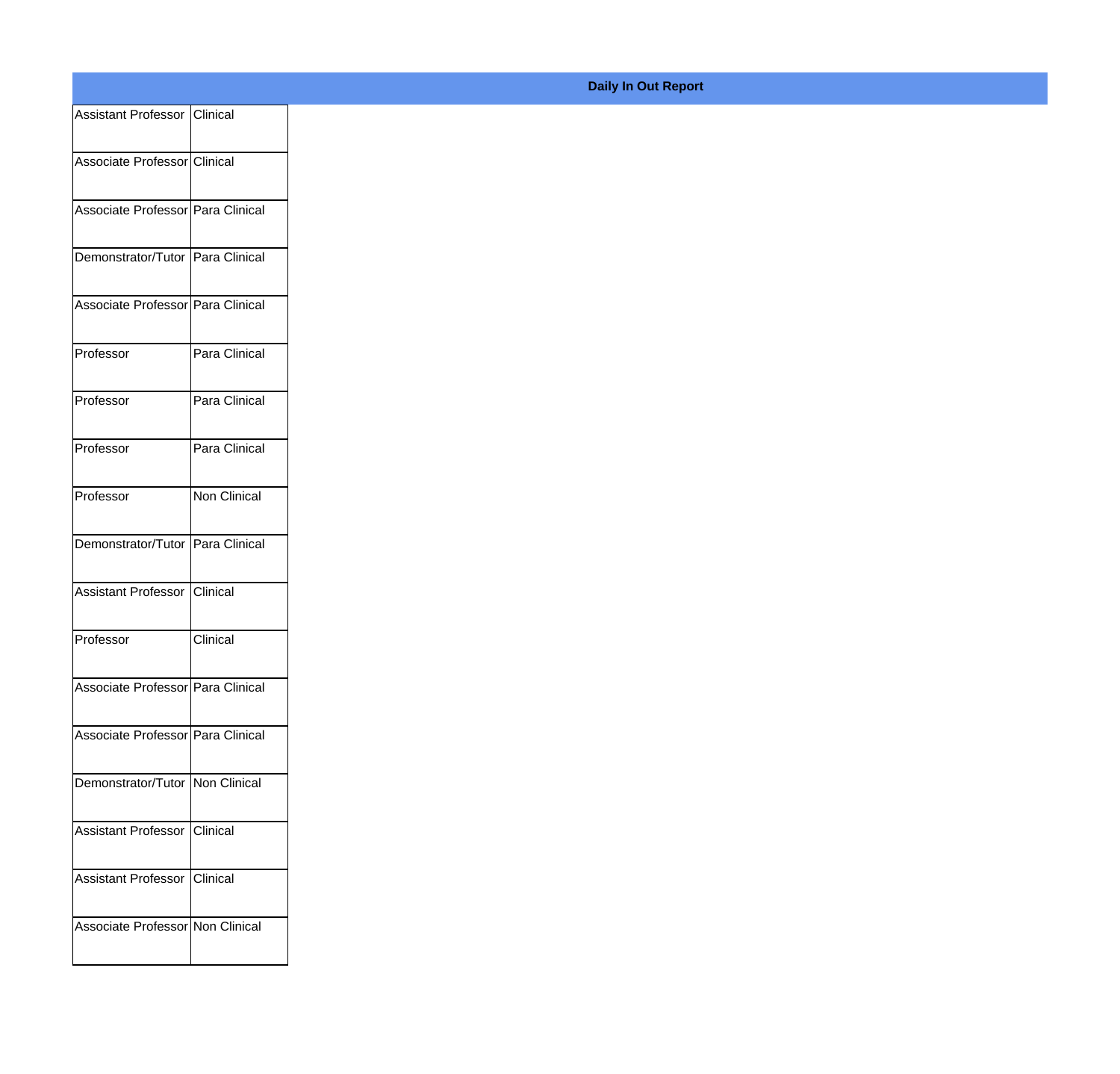**Daily In Out Report**

| | |
|---|---|
| Assistant Professor | Clinical |
| Associate Professor | Clinical |
| Associate Professor | Para Clinical |
| Demonstrator/Tutor | Para Clinical |
| Associate Professor | Para Clinical |
| Professor | Para Clinical |
| Professor | Para Clinical |
| Professor | Para Clinical |
| Professor | Non Clinical |
| Demonstrator/Tutor | Para Clinical |
| Assistant Professor | Clinical |
| Professor | Clinical |
| Associate Professor | Para Clinical |
| Associate Professor | Para Clinical |
| Demonstrator/Tutor | Non Clinical |
| Assistant Professor | Clinical |
| Assistant Professor | Clinical |
| Associate Professor | Non Clinical |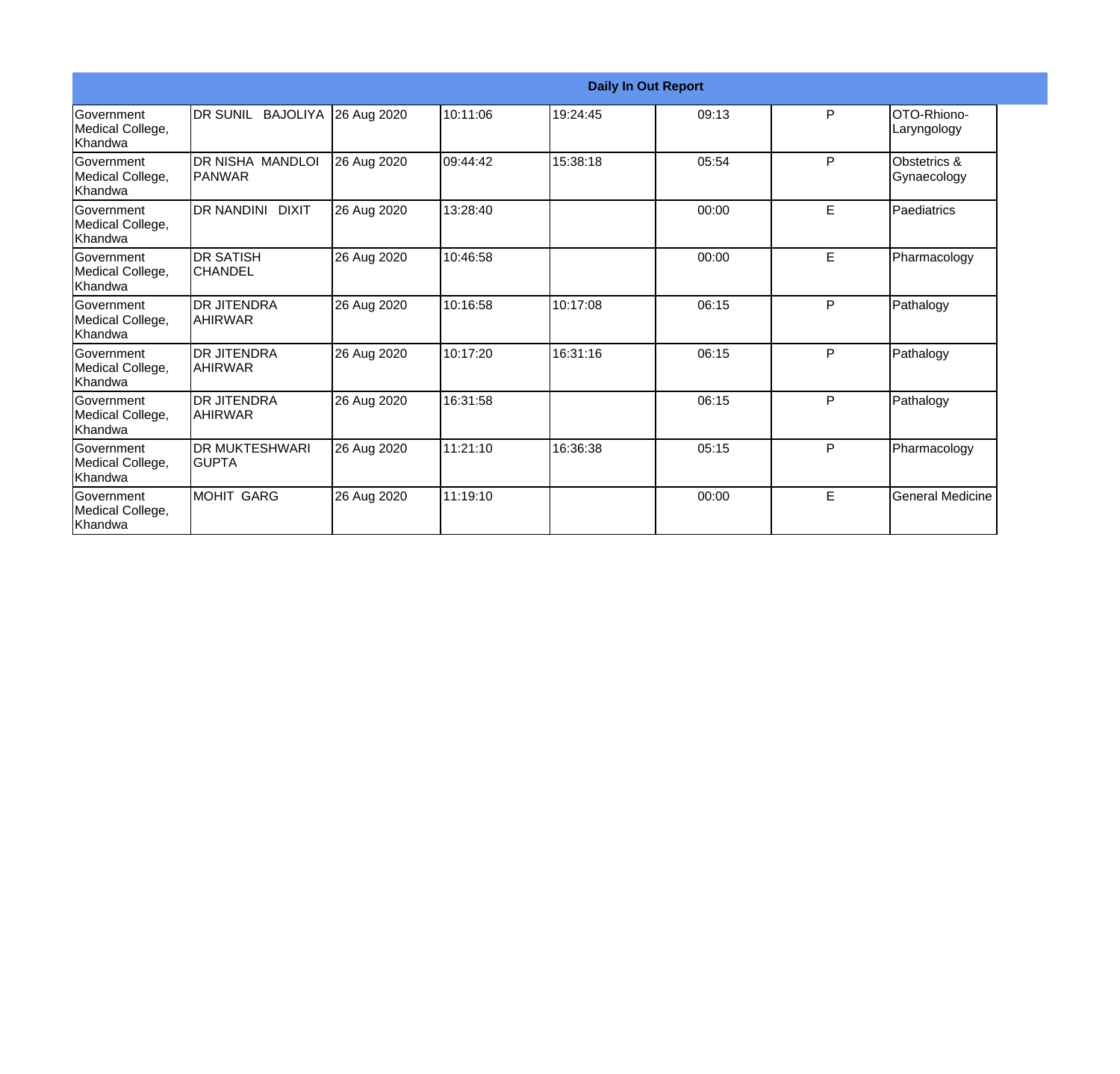| Daily In Out Report | | | | | | | |
|---|---|---|---|---|---|---|---|
| Government Medical College, Khandwa | DR SUNIL BAJOLIYA | 26 Aug 2020 | 10:11:06 | 19:24:45 | 09:13 | P | OTO-Rhiono-Laryngology |
| Government Medical College, Khandwa | DR NISHA MANDLOI PANWAR | 26 Aug 2020 | 09:44:42 | 15:38:18 | 05:54 | P | Obstetrics & Gynaecology |
| Government Medical College, Khandwa | DR NANDINI DIXIT | 26 Aug 2020 | 13:28:40 | | 00:00 | E | Paediatrics |
| Government Medical College, Khandwa | DR SATISH CHANDEL | 26 Aug 2020 | 10:46:58 | | 00:00 | E | Pharmacology |
| Government Medical College, Khandwa | DR JITENDRA AHIRWAR | 26 Aug 2020 | 10:16:58 | 10:17:08 | 06:15 | P | Pathalogy |
| Government Medical College, Khandwa | DR JITENDRA AHIRWAR | 26 Aug 2020 | 10:17:20 | 16:31:16 | 06:15 | P | Pathalogy |
| Government Medical College, Khandwa | DR JITENDRA AHIRWAR | 26 Aug 2020 | 16:31:58 | | 06:15 | P | Pathalogy |
| Government Medical College, Khandwa | DR MUKTESHWARI GUPTA | 26 Aug 2020 | 11:21:10 | 16:36:38 | 05:15 | P | Pharmacology |
| Government Medical College, Khandwa | MOHIT GARG | 26 Aug 2020 | 11:19:10 | | 00:00 | E | General Medicine |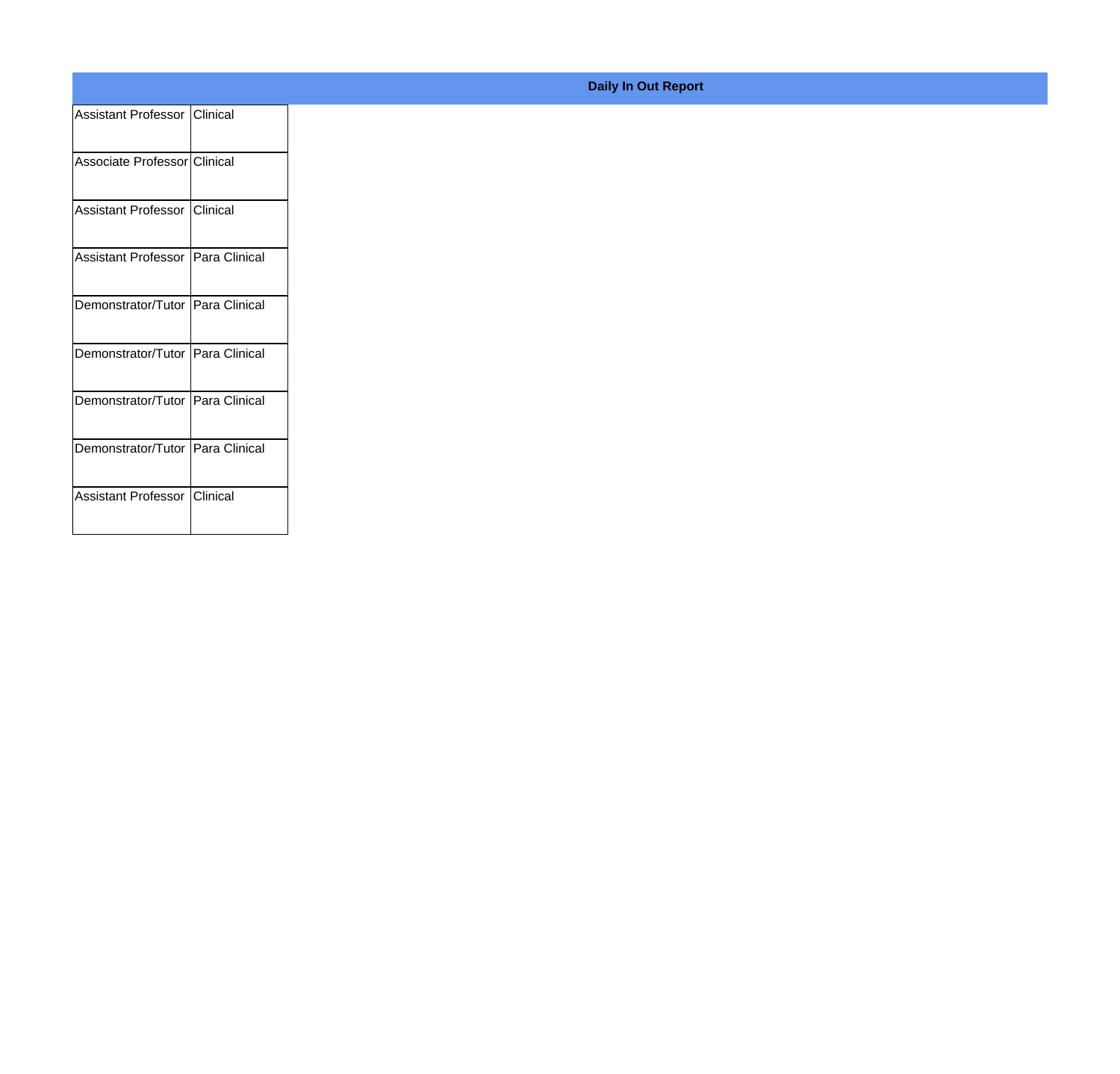**Daily In Out Report**

| | |
|---|---|
| Assistant Professor | Clinical |
| Associate Professor | Clinical |
| Assistant Professor | Clinical |
| Assistant Professor | Para Clinical |
| Demonstrator/Tutor | Para Clinical |
| Demonstrator/Tutor | Para Clinical |
| Demonstrator/Tutor | Para Clinical |
| Demonstrator/Tutor | Para Clinical |
| Assistant Professor | Clinical |